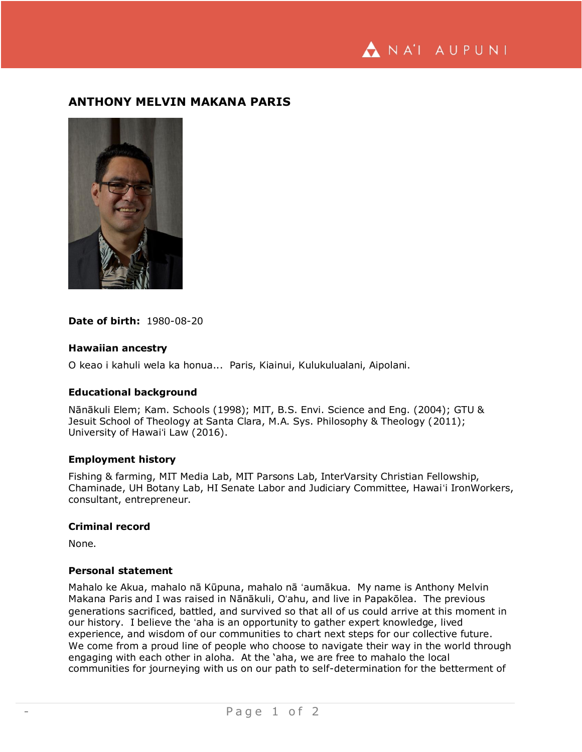# ANTHONY MELVIN MAKANA PARIS

**Date of birth:** 1980-08-20

### Hawaiian ancestry

O keao i kahuli wela ka honua... Paris, Kiainui, Kulukulualani, Aipolani.

### Educational background

Nānākuli Elem; Kam. Schools (1998); MIT, B.S. Envi. Science and Eng. (2004); GTU & Jesuit School of Theology at Santa Clara, M.A. Sys. Philosophy & Theology (2011); University of Hawaiʻi Law (2016).

### Employment history

Fishing & farming, MIT Media Lab, MIT Parsons Lab, InterVarsity Christian Fellowship, Chaminade, UH Botany Lab, HI Senate Labor and Judiciary Committee, Hawaiʻi IronWorkers, consultant, entrepreneur.

### Criminal record

None.

### Personal statement

Mahalo ke Akua, mahalo nā Kūpuna, mahalo nā ʻaumākua. My name is Anthony Melvin Makana Paris and I was raised in Nānākuli, Oʻahu, and live in Papakōlea. The previous generations sacrificed, battled, and survived so that all of us could arrive at this moment in our history. I believe the ʻaha is an opportunity to gather expert knowledge, lived experience, and wisdom of our communities to chart next steps for our collective future. We come from a proud line of people who choose to navigate their way in the world through engaging with each other in aloha. At the ʻaha, we are free to mahalo the local communities for journeying with us on our path to self-determination for the betterment of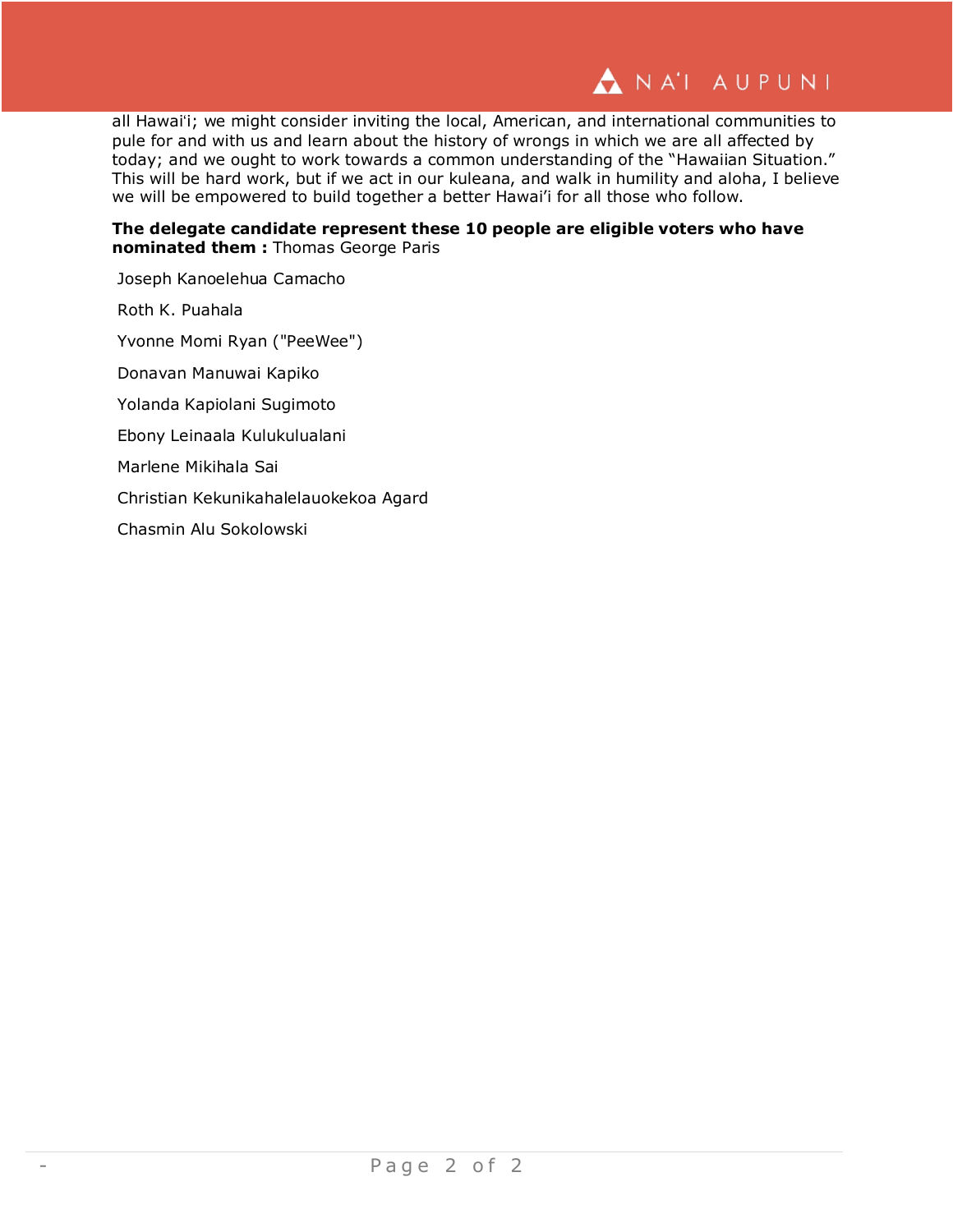all Hawaiʻi; we might consider inviting the local, American, and international communities to pule for and with us and learn about the history of wrongs in which we are all affected by today; and we ought to work towards a common understanding of the "Hawaiian Situation." This will be hard work, but if we act in our kuleana, and walk in humility and aloha, I believe we will be empowered to build together a better Hawai'i for all those who follow.

**The delegate candidate represent these 10 people are eligible voters who have nominated them :** Thomas George Paris

Joseph Kanoelehua Camacho

Roth K. Puahala

Yvonne Momi Ryan ("PeeWee")

Donavan Manuwai Kapiko

Yolanda Kapiolani Sugimoto

Ebony Leinaala Kulukulualani

Marlene Mikihala Sai

Christian Kekunikahalelauokekoa Agard

Chasmin Alu Sokolowski